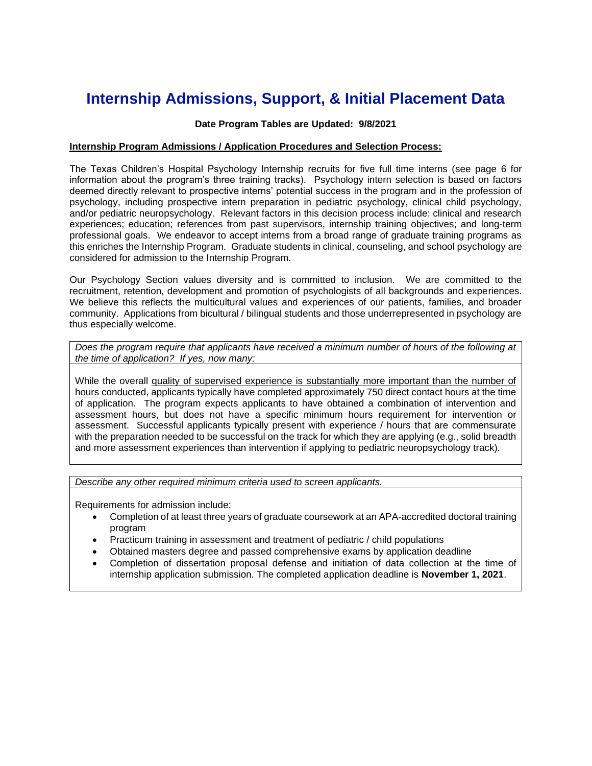# Internship Admissions, Support, & Initial Placement Data

**Date Program Tables are Updated: 9/8/2021**

**Internship Program Admissions / Application Procedures and Selection Process:**

The Texas Children's Hospital Psychology Internship recruits for five full time interns (see page 6 for information about the program's three training tracks). Psychology intern selection is based on factors deemed directly relevant to prospective interns' potential success in the program and in the profession of psychology, including prospective intern preparation in pediatric psychology, clinical child psychology, and/or pediatric neuropsychology. Relevant factors in this decision process include: clinical and research experiences; education; references from past supervisors, internship training objectives; and long-term professional goals. We endeavor to accept interns from a broad range of graduate training programs as this enriches the Internship Program. Graduate students in clinical, counseling, and school psychology are considered for admission to the Internship Program.

Our Psychology Section values diversity and is committed to inclusion. We are committed to the recruitment, retention, development and promotion of psychologists of all backgrounds and experiences. We believe this reflects the multicultural values and experiences of our patients, families, and broader community. Applications from bicultural / bilingual students and those underrepresented in psychology are thus especially welcome.

| *Does the program require that applicants have received a minimum number of hours of the following at the time of application? If yes, now many:* |
|---|
| While the overall quality of supervised experience is substantially more important than the number of hours conducted, applicants typically have completed approximately 750 direct contact hours at the time of application. The program expects applicants to have obtained a combination of intervention and assessment hours, but does not have a specific minimum hours requirement for intervention or assessment. Successful applicants typically present with experience / hours that are commensurate with the preparation needed to be successful on the track for which they are applying (e.g., solid breadth and more assessment experiences than intervention if applying to pediatric neuropsychology track). |

*Describe any other required minimum criteria used to screen applicants.*

Requirements for admission include:

- Completion of at least three years of graduate coursework at an APA-accredited doctoral training program
- Practicum training in assessment and treatment of pediatric / child populations
- Obtained masters degree and passed comprehensive exams by application deadline
- Completion of dissertation proposal defense and initiation of data collection at the time of internship application submission. The completed application deadline is **November 1, 2021**.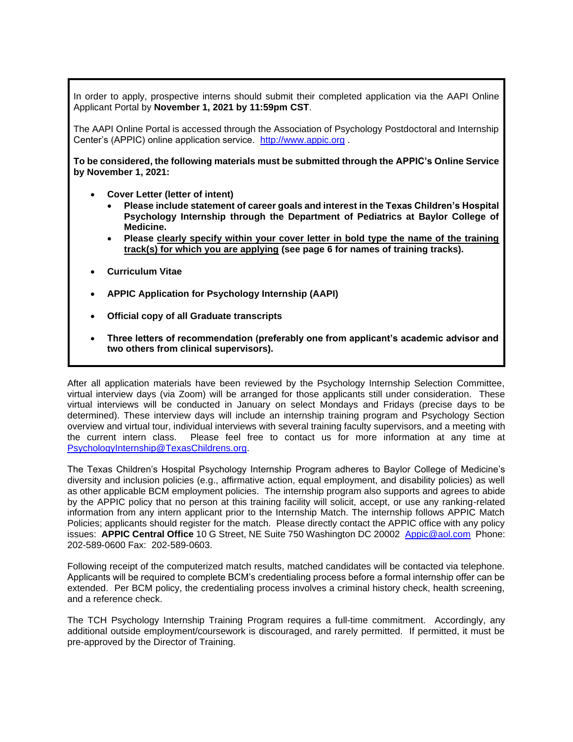In order to apply, prospective interns should submit their completed application via the AAPI Online Applicant Portal by **November 1, 2021 by 11:59pm CST**.

The AAPI Online Portal is accessed through the Association of Psychology Postdoctoral and Internship Center's (APPIC) online application service. [http://www.appic.org](http://www.appic.org) .

**To be considered, the following materials must be submitted through the APPIC's Online Service by November 1, 2021:**

- **Cover Letter (letter of intent)**
  - **Please include statement of career goals and interest in the Texas Children's Hospital Psychology Internship through the Department of Pediatrics at Baylor College of Medicine.**
  - **Please <u>clearly specify within your cover letter in bold type the name of the training track(s) for which you are applying</u> (see page 6 for names of training tracks).**
- **Curriculum Vitae**
- **APPIC Application for Psychology Internship (AAPI)**
- **Official copy of all Graduate transcripts**
- **Three letters of recommendation (preferably one from applicant's academic advisor and two others from clinical supervisors).**

After all application materials have been reviewed by the Psychology Internship Selection Committee, virtual interview days (via Zoom) will be arranged for those applicants still under consideration. These virtual interviews will be conducted in January on select Mondays and Fridays (precise days to be determined). These interview days will include an internship training program and Psychology Section overview and virtual tour, individual interviews with several training faculty supervisors, and a meeting with the current intern class. Please feel free to contact us for more information at any time at [PsychologyInternship@TexasChildrens.org](mailto:PsychologyInternship@TexasChildrens.org).

The Texas Children's Hospital Psychology Internship Program adheres to Baylor College of Medicine's diversity and inclusion policies (e.g., affirmative action, equal employment, and disability policies) as well as other applicable BCM employment policies. The internship program also supports and agrees to abide by the APPIC policy that no person at this training facility will solicit, accept, or use any ranking-related information from any intern applicant prior to the Internship Match. The internship follows APPIC Match Policies; applicants should register for the match. Please directly contact the APPIC office with any policy issues: **APPIC Central Office** 10 G Street, NE Suite 750 Washington DC 20002 [Appic@aol.com](mailto:Appic@aol.com) Phone: 202-589-0600 Fax: 202-589-0603.

Following receipt of the computerized match results, matched candidates will be contacted via telephone. Applicants will be required to complete BCM's credentialing process before a formal internship offer can be extended. Per BCM policy, the credentialing process involves a criminal history check, health screening, and a reference check.

The TCH Psychology Internship Training Program requires a full-time commitment. Accordingly, any additional outside employment/coursework is discouraged, and rarely permitted. If permitted, it must be pre-approved by the Director of Training.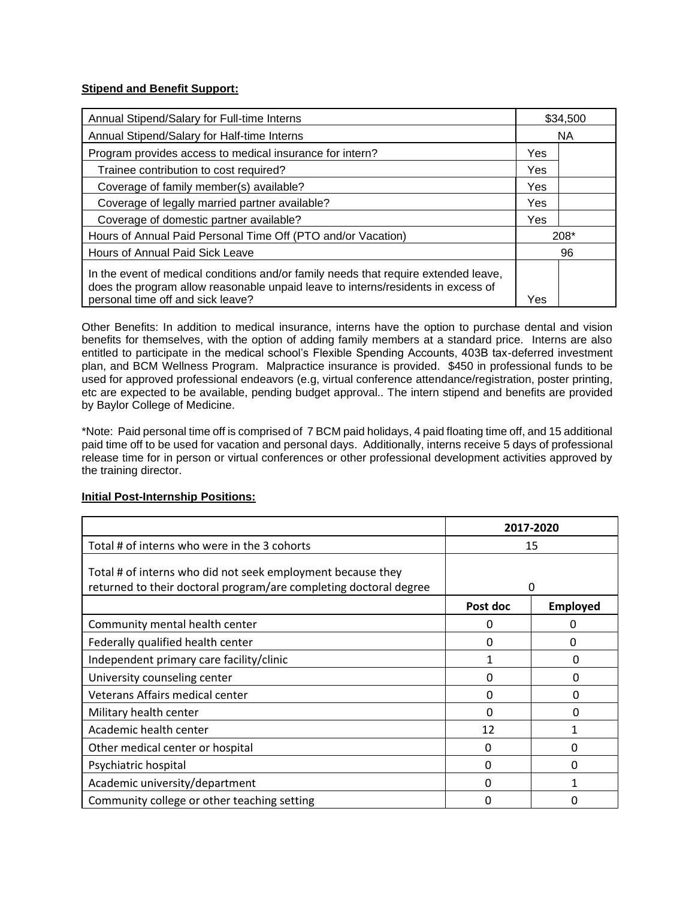**Stipend and Benefit Support:**

| | | |
|---|---|---|
| Annual Stipend/Salary for Full-time Interns | $34,500 | |
| Annual Stipend/Salary for Half-time Interns | NA | |
| Program provides access to medical insurance for intern? | Yes | |
| Trainee contribution to cost required? | Yes | |
| Coverage of family member(s) available? | Yes | |
| Coverage of legally married partner available? | Yes | |
| Coverage of domestic partner available? | Yes | |
| Hours of Annual Paid Personal Time Off (PTO and/or Vacation) | 208* | |
| Hours of Annual Paid Sick Leave | 96 | |
| In the event of medical conditions and/or family needs that require extended leave, does the program allow reasonable unpaid leave to interns/residents in excess of personal time off and sick leave? | Yes | |

Other Benefits: In addition to medical insurance, interns have the option to purchase dental and vision benefits for themselves, with the option of adding family members at a standard price. Interns are also entitled to participate in the medical school's Flexible Spending Accounts, 403B tax-deferred investment plan, and BCM Wellness Program. Malpractice insurance is provided. $450 in professional funds to be used for approved professional endeavors (e.g, virtual conference attendance/registration, poster printing, etc are expected to be available, pending budget approval.. The intern stipend and benefits are provided by Baylor College of Medicine.

*Note: Paid personal time off is comprised of 7 BCM paid holidays, 4 paid floating time off, and 15 additional paid time off to be used for vacation and personal days. Additionally, interns receive 5 days of professional release time for in person or virtual conferences or other professional development activities approved by the training director.

**Initial Post-Internship Positions:**

| | 2017-2020 | |
|---|---|---|
| Total # of interns who were in the 3 cohorts | 15 | |
| Total # of interns who did not seek employment because they returned to their doctoral program/are completing doctoral degree | 0 | |
| | **Post doc** | **Employed** |
| Community mental health center | 0 | 0 |
| Federally qualified health center | 0 | 0 |
| Independent primary care facility/clinic | 1 | 0 |
| University counseling center | 0 | 0 |
| Veterans Affairs medical center | 0 | 0 |
| Military health center | 0 | 0 |
| Academic health center | 12 | 1 |
| Other medical center or hospital | 0 | 0 |
| Psychiatric hospital | 0 | 0 |
| Academic university/department | 0 | 1 |
| Community college or other teaching setting | 0 | 0 |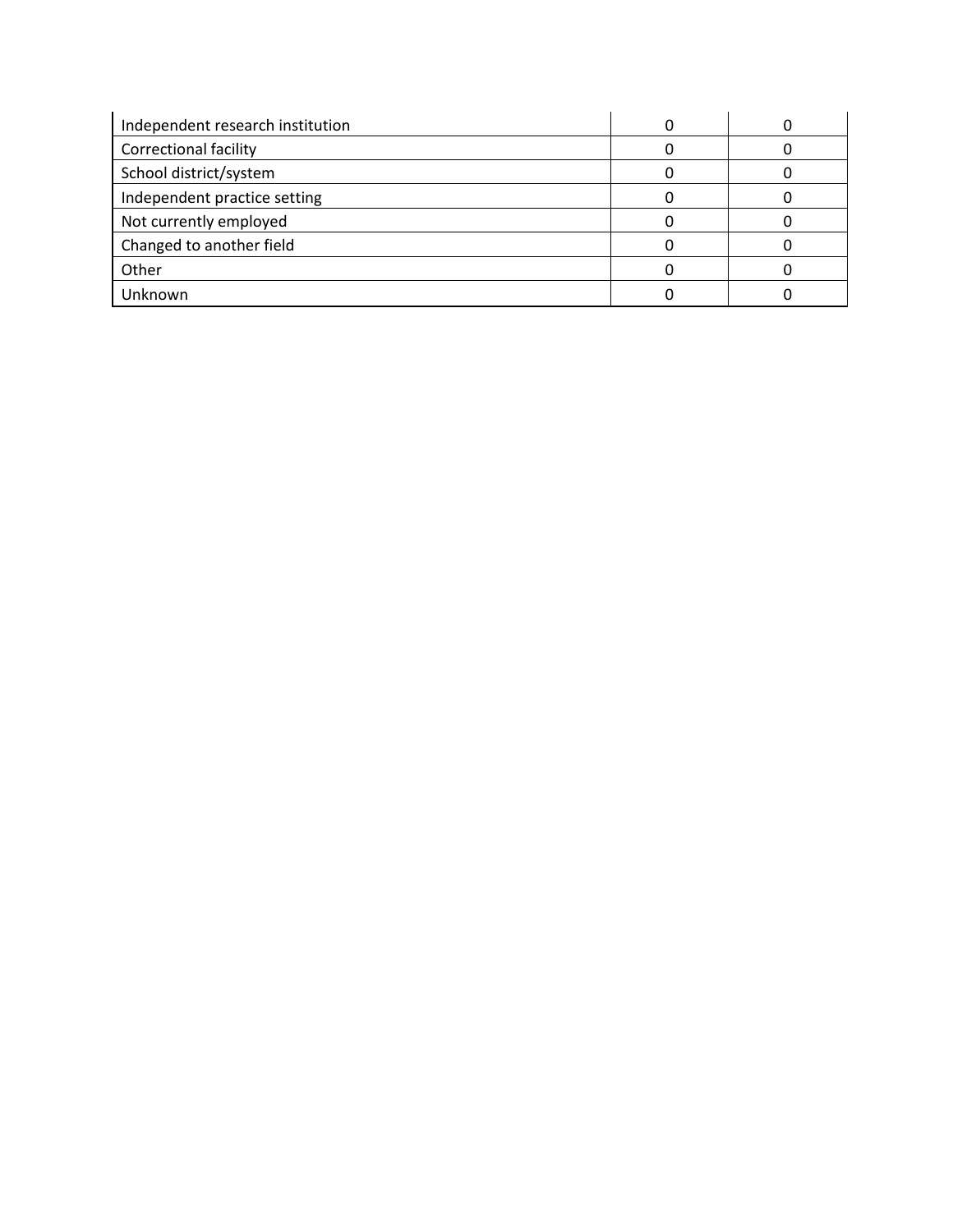| | | |
|---|---|---|
| Independent research institution | 0 | 0 |
| Correctional facility | 0 | 0 |
| School district/system | 0 | 0 |
| Independent practice setting | 0 | 0 |
| Not currently employed | 0 | 0 |
| Changed to another field | 0 | 0 |
| Other | 0 | 0 |
| Unknown | 0 | 0 |